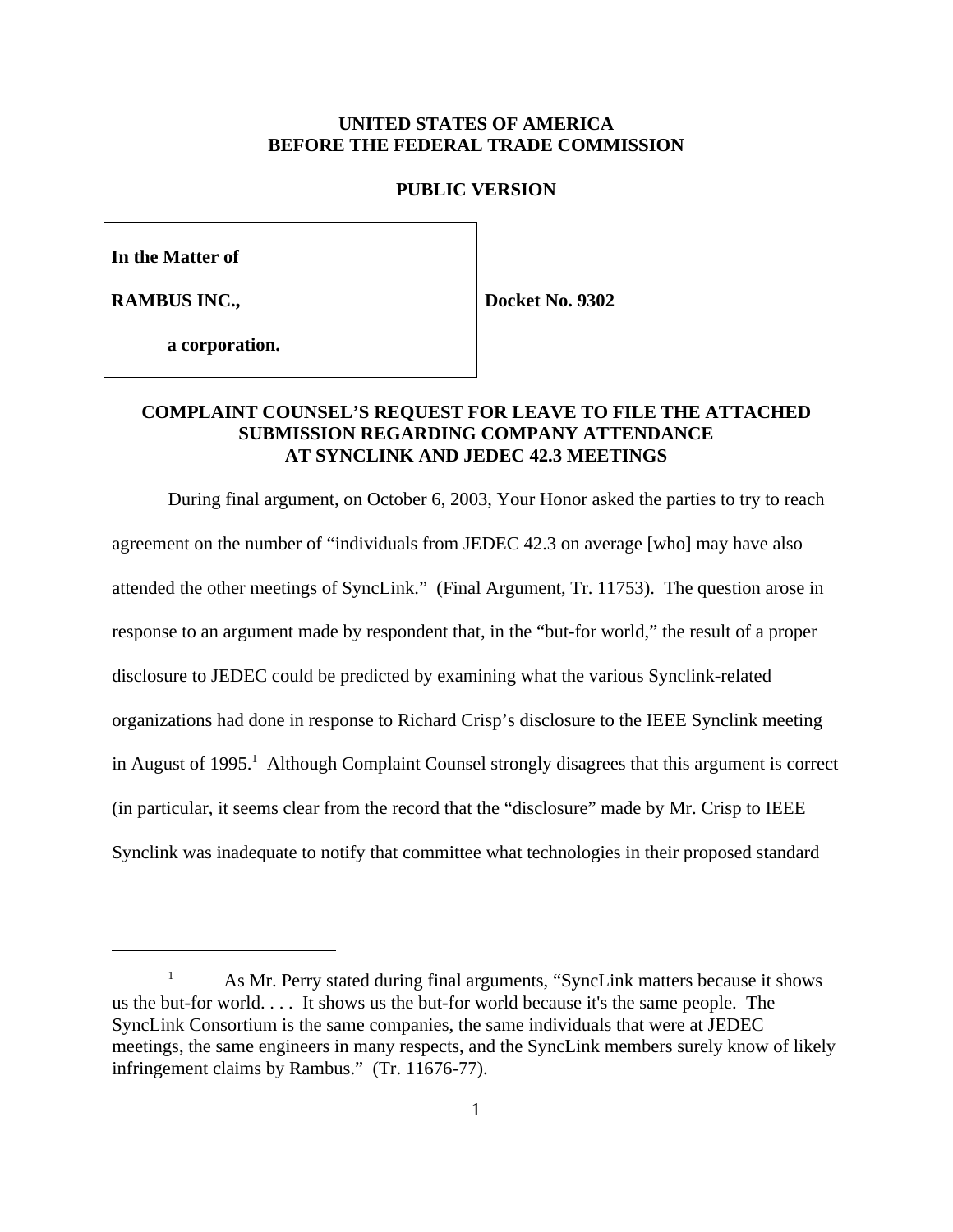**UNITED STATES OF AMERICA**
**BEFORE THE FEDERAL TRADE COMMISSION**

**PUBLIC VERSION**

| | |
|---|---|
| **In the Matter of** | |
| **RAMBUS INC.,** | **Docket No. 9302** |
| **a corporation.** | |

## COMPLAINT COUNSEL'S REQUEST FOR LEAVE TO FILE THE ATTACHED SUBMISSION REGARDING COMPANY ATTENDANCE AT SYNCLINK AND JEDEC 42.3 MEETINGS

During final argument, on October 6, 2003, Your Honor asked the parties to try to reach agreement on the number of "individuals from JEDEC 42.3 on average [who] may have also attended the other meetings of SyncLink." (Final Argument, Tr. 11753). The question arose in response to an argument made by respondent that, in the "but-for world," the result of a proper disclosure to JEDEC could be predicted by examining what the various Synclink-related organizations had done in response to Richard Crisp's disclosure to the IEEE Synclink meeting in August of 1995.[1] Although Complaint Counsel strongly disagrees that this argument is correct (in particular, it seems clear from the record that the "disclosure" made by Mr. Crisp to IEEE Synclink was inadequate to notify that committee what technologies in their proposed standard

[1] As Mr. Perry stated during final arguments, "SyncLink matters because it shows us the but-for world. . . . It shows us the but-for world because it's the same people. The SyncLink Consortium is the same companies, the same individuals that were at JEDEC meetings, the same engineers in many respects, and the SyncLink members surely know of likely infringement claims by Rambus." (Tr. 11676-77).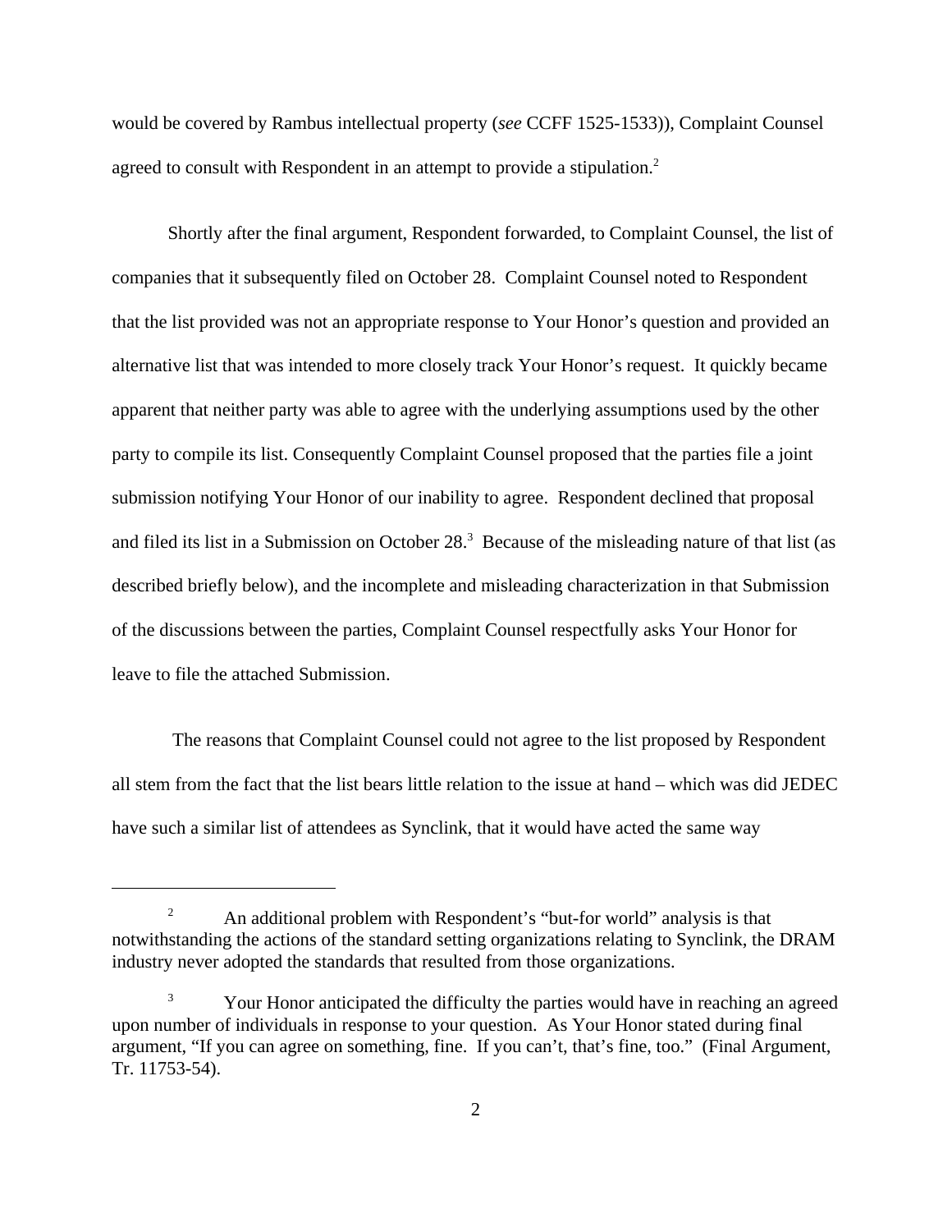would be covered by Rambus intellectual property (*see* CCFF 1525-1533)), Complaint Counsel agreed to consult with Respondent in an attempt to provide a stipulation.[2]

Shortly after the final argument, Respondent forwarded, to Complaint Counsel, the list of companies that it subsequently filed on October 28. Complaint Counsel noted to Respondent that the list provided was not an appropriate response to Your Honor's question and provided an alternative list that was intended to more closely track Your Honor's request. It quickly became apparent that neither party was able to agree with the underlying assumptions used by the other party to compile its list. Consequently Complaint Counsel proposed that the parties file a joint submission notifying Your Honor of our inability to agree. Respondent declined that proposal and filed its list in a Submission on October 28.[3] Because of the misleading nature of that list (as described briefly below), and the incomplete and misleading characterization in that Submission of the discussions between the parties, Complaint Counsel respectfully asks Your Honor for leave to file the attached Submission.

The reasons that Complaint Counsel could not agree to the list proposed by Respondent all stem from the fact that the list bears little relation to the issue at hand – which was did JEDEC have such a similar list of attendees as Synclink, that it would have acted the same way

---

[2] An additional problem with Respondent's "but-for world" analysis is that notwithstanding the actions of the standard setting organizations relating to Synclink, the DRAM industry never adopted the standards that resulted from those organizations.

[3] Your Honor anticipated the difficulty the parties would have in reaching an agreed upon number of individuals in response to your question. As Your Honor stated during final argument, "If you can agree on something, fine. If you can't, that's fine, too." (Final Argument, Tr. 11753-54).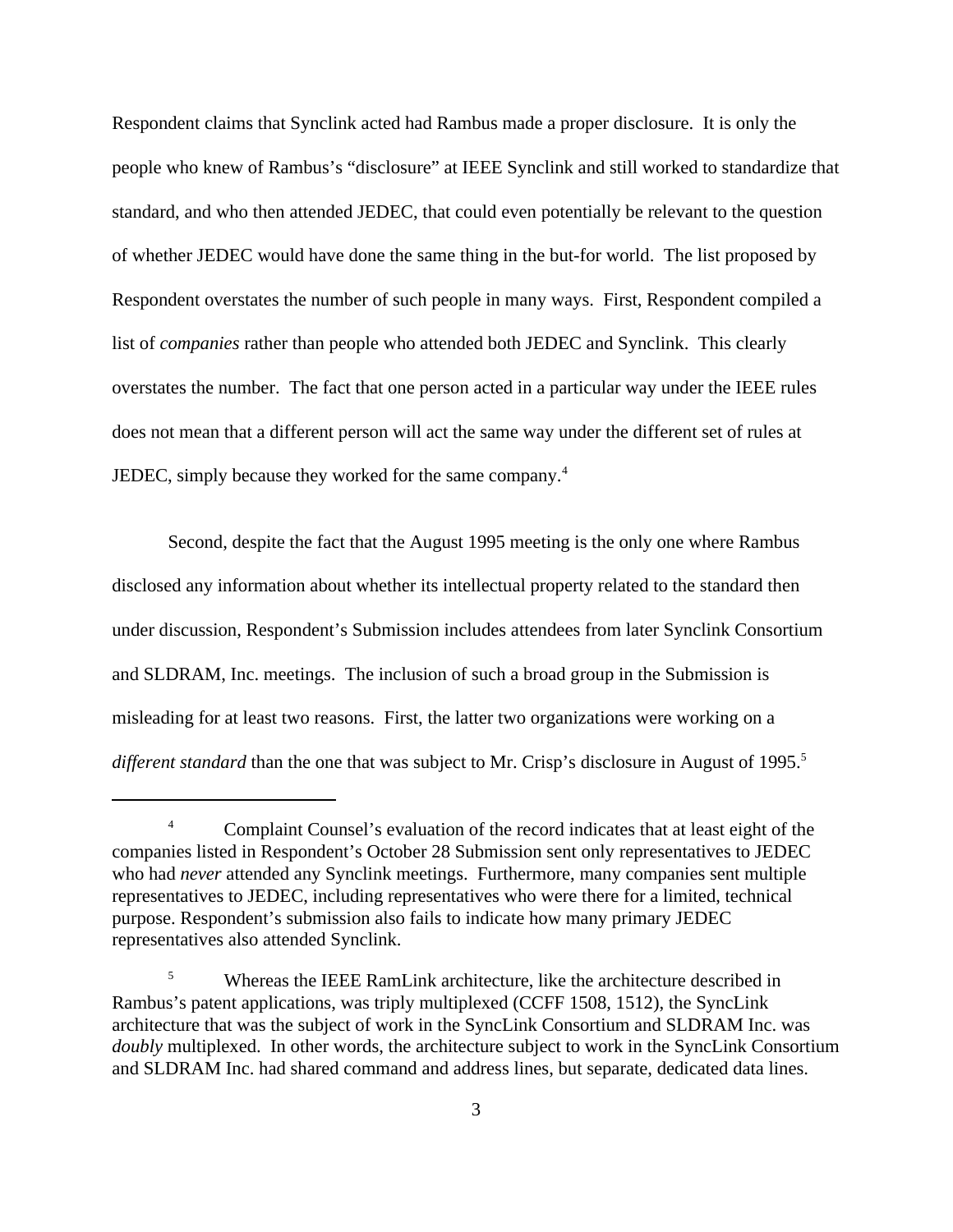Respondent claims that Synclink acted had Rambus made a proper disclosure. It is only the people who knew of Rambus's "disclosure" at IEEE Synclink and still worked to standardize that standard, and who then attended JEDEC, that could even potentially be relevant to the question of whether JEDEC would have done the same thing in the but-for world. The list proposed by Respondent overstates the number of such people in many ways. First, Respondent compiled a list of *companies* rather than people who attended both JEDEC and Synclink. This clearly overstates the number. The fact that one person acted in a particular way under the IEEE rules does not mean that a different person will act the same way under the different set of rules at JEDEC, simply because they worked for the same company.[4]

Second, despite the fact that the August 1995 meeting is the only one where Rambus disclosed any information about whether its intellectual property related to the standard then under discussion, Respondent's Submission includes attendees from later Synclink Consortium and SLDRAM, Inc. meetings. The inclusion of such a broad group in the Submission is misleading for at least two reasons. First, the latter two organizations were working on a *different standard* than the one that was subject to Mr. Crisp's disclosure in August of 1995.[5]

---

[4] Complaint Counsel's evaluation of the record indicates that at least eight of the companies listed in Respondent's October 28 Submission sent only representatives to JEDEC who had *never* attended any Synclink meetings. Furthermore, many companies sent multiple representatives to JEDEC, including representatives who were there for a limited, technical purpose. Respondent's submission also fails to indicate how many primary JEDEC representatives also attended Synclink.

[5] Whereas the IEEE RamLink architecture, like the architecture described in Rambus's patent applications, was triply multiplexed (CCFF 1508, 1512), the SyncLink architecture that was the subject of work in the SyncLink Consortium and SLDRAM Inc. was *doubly* multiplexed. In other words, the architecture subject to work in the SyncLink Consortium and SLDRAM Inc. had shared command and address lines, but separate, dedicated data lines.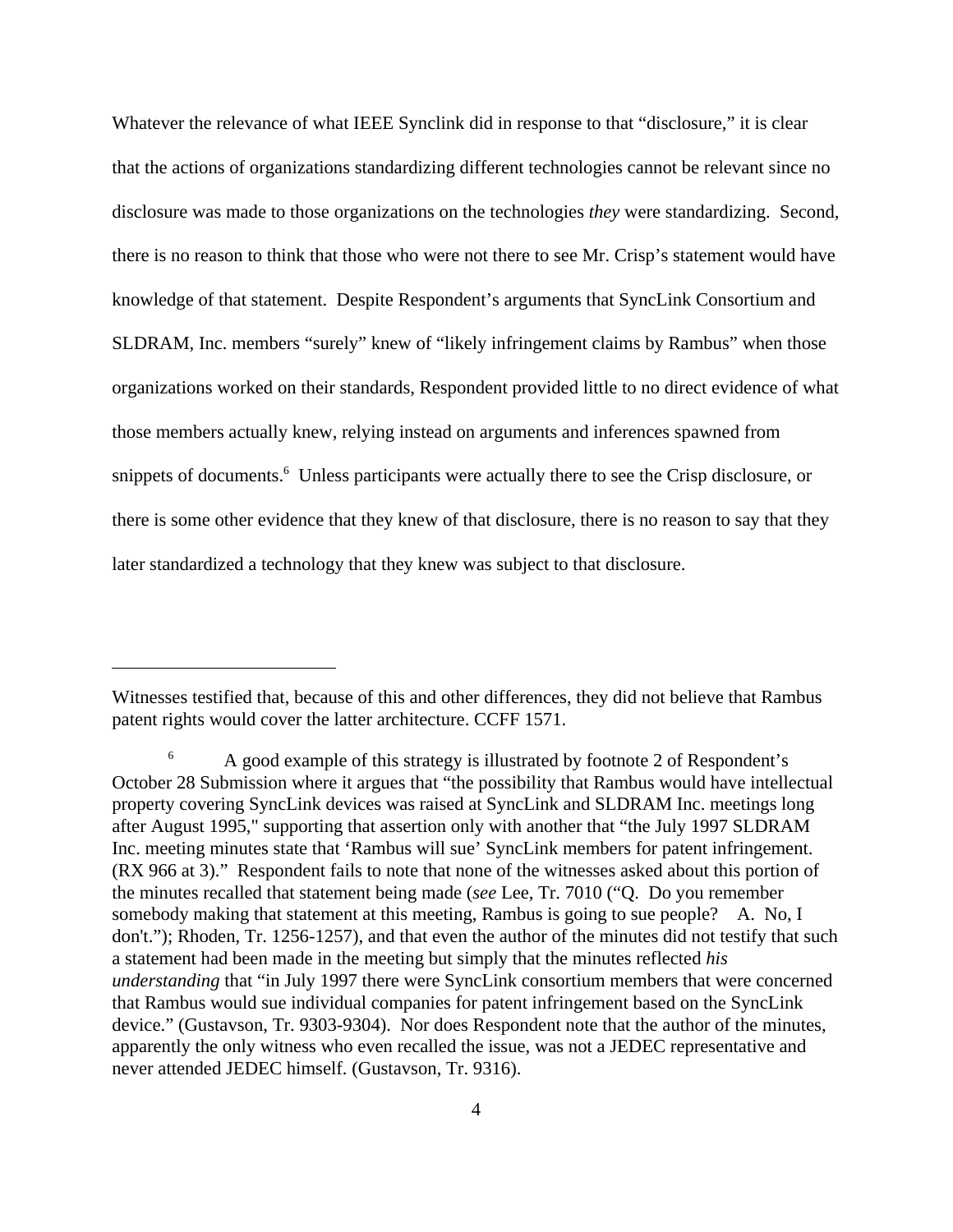Whatever the relevance of what IEEE Synclink did in response to that "disclosure," it is clear that the actions of organizations standardizing different technologies cannot be relevant since no disclosure was made to those organizations on the technologies *they* were standardizing. Second, there is no reason to think that those who were not there to see Mr. Crisp's statement would have knowledge of that statement. Despite Respondent's arguments that SyncLink Consortium and SLDRAM, Inc. members "surely" knew of "likely infringement claims by Rambus" when those organizations worked on their standards, Respondent provided little to no direct evidence of what those members actually knew, relying instead on arguments and inferences spawned from snippets of documents.[6] Unless participants were actually there to see the Crisp disclosure, or there is some other evidence that they knew of that disclosure, there is no reason to say that they later standardized a technology that they knew was subject to that disclosure.

---

Witnesses testified that, because of this and other differences, they did not believe that Rambus patent rights would cover the latter architecture. CCFF 1571.

[6] A good example of this strategy is illustrated by footnote 2 of Respondent's October 28 Submission where it argues that "the possibility that Rambus would have intellectual property covering SyncLink devices was raised at SyncLink and SLDRAM Inc. meetings long after August 1995," supporting that assertion only with another that "the July 1997 SLDRAM Inc. meeting minutes state that 'Rambus will sue' SyncLink members for patent infringement. (RX 966 at 3)." Respondent fails to note that none of the witnesses asked about this portion of the minutes recalled that statement being made (*see* Lee, Tr. 7010 ("Q. Do you remember somebody making that statement at this meeting, Rambus is going to sue people? A. No, I don't."); Rhoden, Tr. 1256-1257), and that even the author of the minutes did not testify that such a statement had been made in the meeting but simply that the minutes reflected *his understanding* that "in July 1997 there were SyncLink consortium members that were concerned that Rambus would sue individual companies for patent infringement based on the SyncLink device." (Gustavson, Tr. 9303-9304). Nor does Respondent note that the author of the minutes, apparently the only witness who even recalled the issue, was not a JEDEC representative and never attended JEDEC himself. (Gustavson, Tr. 9316).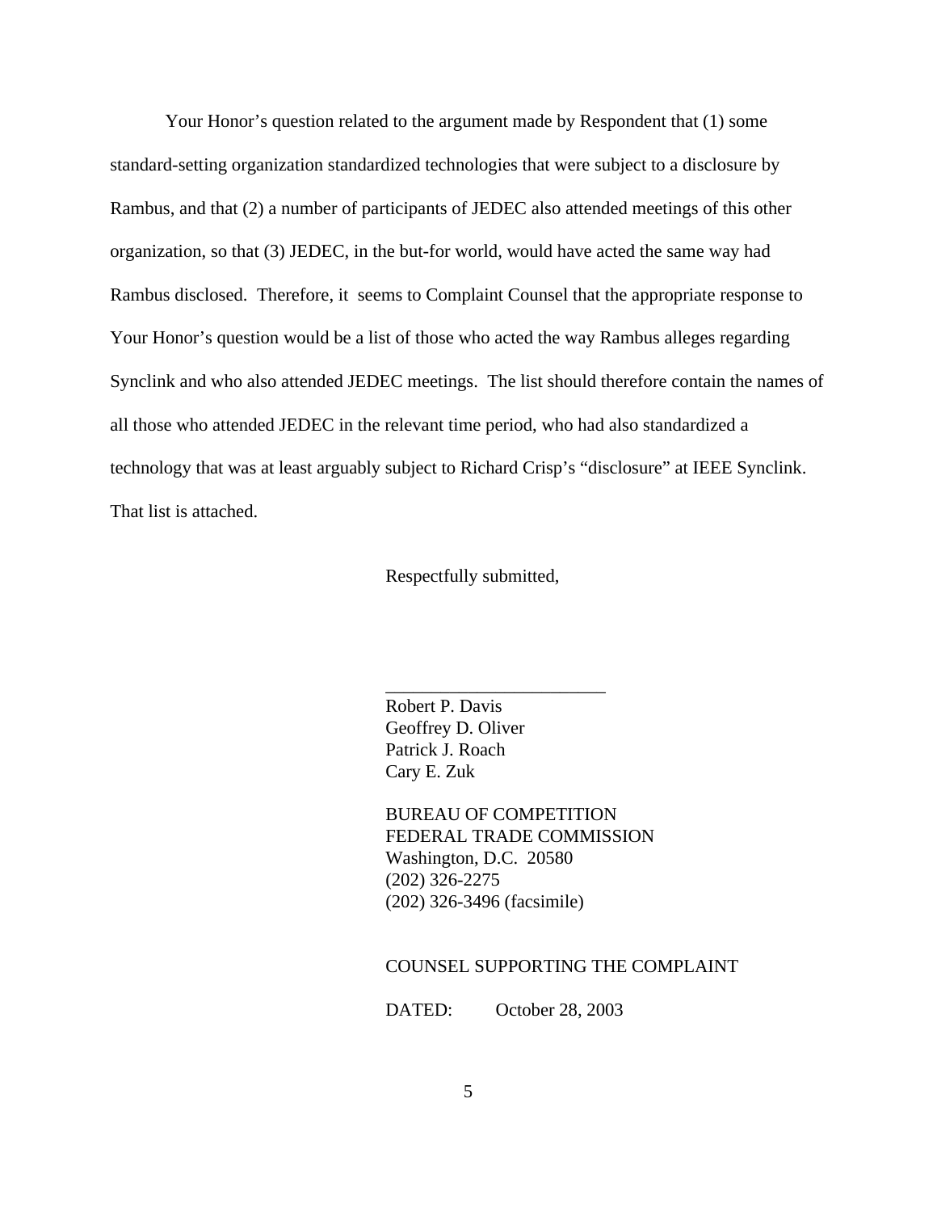Your Honor's question related to the argument made by Respondent that (1) some standard-setting organization standardized technologies that were subject to a disclosure by Rambus, and that (2) a number of participants of JEDEC also attended meetings of this other organization, so that (3) JEDEC, in the but-for world, would have acted the same way had Rambus disclosed. Therefore, it seems to Complaint Counsel that the appropriate response to Your Honor's question would be a list of those who acted the way Rambus alleges regarding Synclink and who also attended JEDEC meetings. The list should therefore contain the names of all those who attended JEDEC in the relevant time period, who had also standardized a technology that was at least arguably subject to Richard Crisp's "disclosure" at IEEE Synclink. That list is attached.

Respectfully submitted,

\_\_\_\_\_\_\_\_\_\_\_\_\_\_\_\_\_\_\_\_\_\_\_\_\_\_

Robert P. Davis
Geoffrey D. Oliver
Patrick J. Roach
Cary E. Zuk

BUREAU OF COMPETITION
FEDERAL TRADE COMMISSION
Washington, D.C. 20580
(202) 326-2275
(202) 326-3496 (facsimile)

COUNSEL SUPPORTING THE COMPLAINT

DATED: October 28, 2003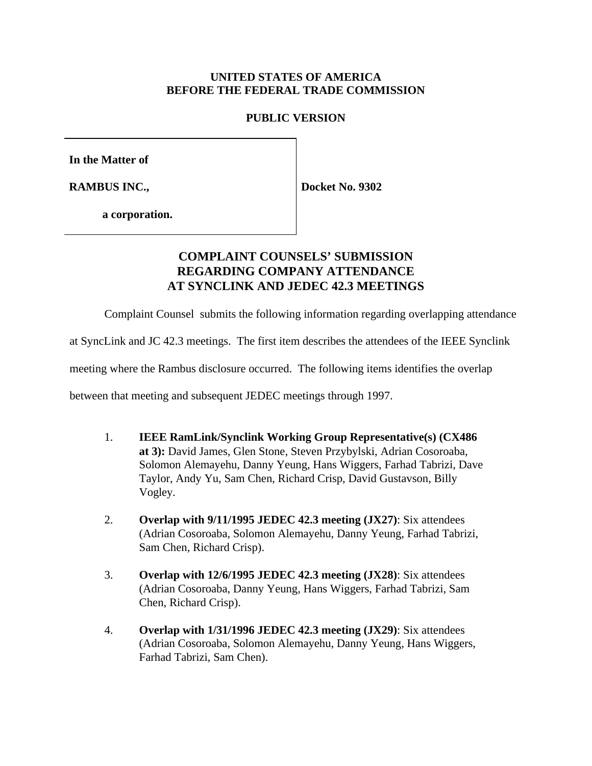**UNITED STATES OF AMERICA**
**BEFORE THE FEDERAL TRADE COMMISSION**

**PUBLIC VERSION**

| | |
|---|---|
| **In the Matter of** | |
| **RAMBUS INC.,** | **Docket No. 9302** |
| **a corporation.** | |

# COMPLAINT COUNSELS' SUBMISSION REGARDING COMPANY ATTENDANCE AT SYNCLINK AND JEDEC 42.3 MEETINGS

Complaint Counsel submits the following information regarding overlapping attendance at SyncLink and JC 42.3 meetings. The first item describes the attendees of the IEEE Synclink meeting where the Rambus disclosure occurred. The following items identifies the overlap between that meeting and subsequent JEDEC meetings through 1997.

1. **IEEE RamLink/Synclink Working Group Representative(s) (CX486 at 3):** David James, Glen Stone, Steven Przybylski, Adrian Cosoroaba, Solomon Alemayehu, Danny Yeung, Hans Wiggers, Farhad Tabrizi, Dave Taylor, Andy Yu, Sam Chen, Richard Crisp, David Gustavson, Billy Vogley.

2. **Overlap with 9/11/1995 JEDEC 42.3 meeting (JX27)**: Six attendees (Adrian Cosoroaba, Solomon Alemayehu, Danny Yeung, Farhad Tabrizi, Sam Chen, Richard Crisp).

3. **Overlap with 12/6/1995 JEDEC 42.3 meeting (JX28)**: Six attendees (Adrian Cosoroaba, Danny Yeung, Hans Wiggers, Farhad Tabrizi, Sam Chen, Richard Crisp).

4. **Overlap with 1/31/1996 JEDEC 42.3 meeting (JX29)**: Six attendees (Adrian Cosoroaba, Solomon Alemayehu, Danny Yeung, Hans Wiggers, Farhad Tabrizi, Sam Chen).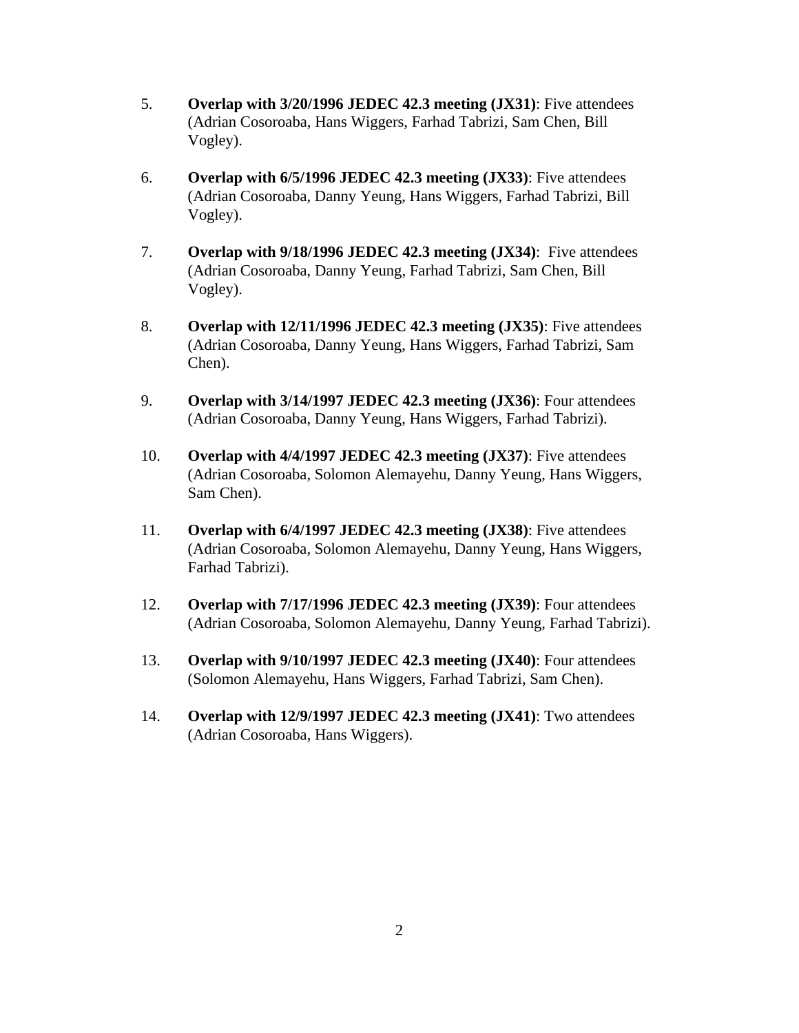5. **Overlap with 3/20/1996 JEDEC 42.3 meeting (JX31)**: Five attendees (Adrian Cosoroaba, Hans Wiggers, Farhad Tabrizi, Sam Chen, Bill Vogley).

6. **Overlap with 6/5/1996 JEDEC 42.3 meeting (JX33)**: Five attendees (Adrian Cosoroaba, Danny Yeung, Hans Wiggers, Farhad Tabrizi, Bill Vogley).

7. **Overlap with 9/18/1996 JEDEC 42.3 meeting (JX34)**: Five attendees (Adrian Cosoroaba, Danny Yeung, Farhad Tabrizi, Sam Chen, Bill Vogley).

8. **Overlap with 12/11/1996 JEDEC 42.3 meeting (JX35)**: Five attendees (Adrian Cosoroaba, Danny Yeung, Hans Wiggers, Farhad Tabrizi, Sam Chen).

9. **Overlap with 3/14/1997 JEDEC 42.3 meeting (JX36)**: Four attendees (Adrian Cosoroaba, Danny Yeung, Hans Wiggers, Farhad Tabrizi).

10. **Overlap with 4/4/1997 JEDEC 42.3 meeting (JX37)**: Five attendees (Adrian Cosoroaba, Solomon Alemayehu, Danny Yeung, Hans Wiggers, Sam Chen).

11. **Overlap with 6/4/1997 JEDEC 42.3 meeting (JX38)**: Five attendees (Adrian Cosoroaba, Solomon Alemayehu, Danny Yeung, Hans Wiggers, Farhad Tabrizi).

12. **Overlap with 7/17/1996 JEDEC 42.3 meeting (JX39)**: Four attendees (Adrian Cosoroaba, Solomon Alemayehu, Danny Yeung, Farhad Tabrizi).

13. **Overlap with 9/10/1997 JEDEC 42.3 meeting (JX40)**: Four attendees (Solomon Alemayehu, Hans Wiggers, Farhad Tabrizi, Sam Chen).

14. **Overlap with 12/9/1997 JEDEC 42.3 meeting (JX41)**: Two attendees (Adrian Cosoroaba, Hans Wiggers).